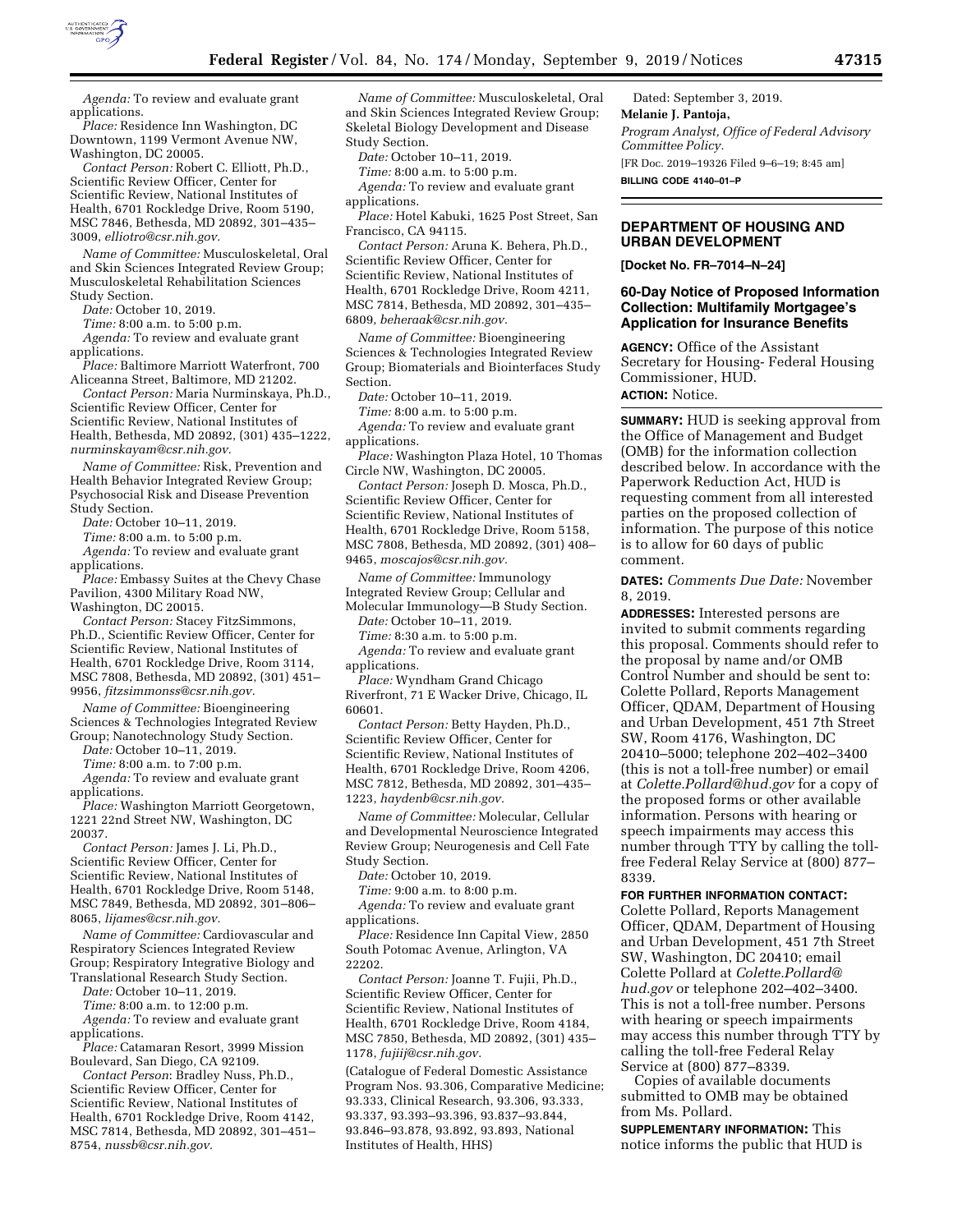*Agenda:* To review and evaluate grant applications.

*Place:* Residence Inn Washington, DC Downtown, 1199 Vermont Avenue NW, Washington, DC 20005.

*Contact Person:* Robert C. Elliott, Ph.D., Scientific Review Officer, Center for Scientific Review, National Institutes of Health, 6701 Rockledge Drive, Room 5190, MSC 7846, Bethesda, MD 20892, 301–435–3009, *elliotro@csr.nih.gov.*

*Name of Committee:* Musculoskeletal, Oral and Skin Sciences Integrated Review Group; Musculoskeletal Rehabilitation Sciences Study Section.

*Date:* October 10, 2019.

*Time:* 8:00 a.m. to 5:00 p.m.

*Agenda:* To review and evaluate grant applications.

*Place:* Baltimore Marriott Waterfront, 700 Aliceanna Street, Baltimore, MD 21202.

*Contact Person:* Maria Nurminskaya, Ph.D., Scientific Review Officer, Center for Scientific Review, National Institutes of Health, Bethesda, MD 20892, (301) 435–1222, *nurminskayam@csr.nih.gov.*

*Name of Committee:* Risk, Prevention and Health Behavior Integrated Review Group; Psychosocial Risk and Disease Prevention Study Section.

*Date:* October 10–11, 2019.

*Time:* 8:00 a.m. to 5:00 p.m.

*Agenda:* To review and evaluate grant applications.

*Place:* Embassy Suites at the Chevy Chase Pavilion, 4300 Military Road NW, Washington, DC 20015.

*Contact Person:* Stacey FitzSimmons, Ph.D., Scientific Review Officer, Center for Scientific Review, National Institutes of Health, 6701 Rockledge Drive, Room 3114, MSC 7808, Bethesda, MD 20892, (301) 451–9956, *fitzsimmonss@csr.nih.gov.*

*Name of Committee:* Bioengineering Sciences & Technologies Integrated Review Group; Nanotechnology Study Section.

*Date:* October 10–11, 2019.

*Time:* 8:00 a.m. to 7:00 p.m.

*Agenda:* To review and evaluate grant applications.

*Place:* Washington Marriott Georgetown, 1221 22nd Street NW, Washington, DC 20037.

*Contact Person:* James J. Li, Ph.D., Scientific Review Officer, Center for Scientific Review, National Institutes of Health, 6701 Rockledge Drive, Room 5148, MSC 7849, Bethesda, MD 20892, 301–806–8065, *lijames@csr.nih.gov.*

*Name of Committee:* Cardiovascular and Respiratory Sciences Integrated Review Group; Respiratory Integrative Biology and Translational Research Study Section.

*Date:* October 10–11, 2019.

*Time:* 8:00 a.m. to 12:00 p.m.

*Agenda:* To review and evaluate grant applications.

*Place:* Catamaran Resort, 3999 Mission Boulevard, San Diego, CA 92109.

*Contact Person*: Bradley Nuss, Ph.D., Scientific Review Officer, Center for Scientific Review, National Institutes of Health, 6701 Rockledge Drive, Room 4142, MSC 7814, Bethesda, MD 20892, 301–451–8754, *nussb@csr.nih.gov.*

*Name of Committee:* Musculoskeletal, Oral and Skin Sciences Integrated Review Group; Skeletal Biology Development and Disease Study Section.

*Date:* October 10–11, 2019.

*Time:* 8:00 a.m. to 5:00 p.m.

*Agenda:* To review and evaluate grant applications.

*Place:* Hotel Kabuki, 1625 Post Street, San Francisco, CA 94115.

*Contact Person:* Aruna K. Behera, Ph.D., Scientific Review Officer, Center for Scientific Review, National Institutes of Health, 6701 Rockledge Drive, Room 4211, MSC 7814, Bethesda, MD 20892, 301–435–6809, *beheraak@csr.nih.gov.*

*Name of Committee:* Bioengineering Sciences & Technologies Integrated Review Group; Biomaterials and Biointerfaces Study Section.

*Date:* October 10–11, 2019.

*Time:* 8:00 a.m. to 5:00 p.m.

*Agenda:* To review and evaluate grant applications.

*Place:* Washington Plaza Hotel, 10 Thomas Circle NW, Washington, DC 20005.

*Contact Person:* Joseph D. Mosca, Ph.D., Scientific Review Officer, Center for Scientific Review, National Institutes of Health, 6701 Rockledge Drive, Room 5158, MSC 7808, Bethesda, MD 20892, (301) 408–9465, *moscajos@csr.nih.gov.*

*Name of Committee:* Immunology Integrated Review Group; Cellular and Molecular Immunology—B Study Section.

*Date:* October 10–11, 2019.

*Time:* 8:30 a.m. to 5:00 p.m.

*Agenda:* To review and evaluate grant applications.

*Place:* Wyndham Grand Chicago Riverfront, 71 E Wacker Drive, Chicago, IL 60601.

*Contact Person:* Betty Hayden, Ph.D., Scientific Review Officer, Center for Scientific Review, National Institutes of Health, 6701 Rockledge Drive, Room 4206, MSC 7812, Bethesda, MD 20892, 301–435–1223, *haydenb@csr.nih.gov.*

*Name of Committee:* Molecular, Cellular and Developmental Neuroscience Integrated Review Group; Neurogenesis and Cell Fate Study Section.

*Date:* October 10, 2019.

*Time:* 9:00 a.m. to 8:00 p.m.

*Agenda:* To review and evaluate grant applications.

*Place:* Residence Inn Capital View, 2850 South Potomac Avenue, Arlington, VA 22202.

*Contact Person:* Joanne T. Fujii, Ph.D., Scientific Review Officer, Center for Scientific Review, National Institutes of Health, 6701 Rockledge Drive, Room 4184, MSC 7850, Bethesda, MD 20892, (301) 435–1178, *fujiij@csr.nih.gov.*

(Catalogue of Federal Domestic Assistance Program Nos. 93.306, Comparative Medicine; 93.333, Clinical Research, 93.306, 93.333, 93.337, 93.393–93.396, 93.837–93.844, 93.846–93.878, 93.892, 93.893, National Institutes of Health, HHS)

Dated: September 3, 2019.

**Melanie J. Pantoja,**

*Program Analyst, Office of Federal Advisory Committee Policy.*

[FR Doc. 2019–19326 Filed 9–6–19; 8:45 am]

**BILLING CODE 4140–01–P**

## DEPARTMENT OF HOUSING AND URBAN DEVELOPMENT

**[Docket No. FR–7014–N–24]**

### 60-Day Notice of Proposed Information Collection: Multifamily Mortgagee's Application for Insurance Benefits

**AGENCY:** Office of the Assistant Secretary for Housing- Federal Housing Commissioner, HUD.

**ACTION:** Notice.

**SUMMARY:** HUD is seeking approval from the Office of Management and Budget (OMB) for the information collection described below. In accordance with the Paperwork Reduction Act, HUD is requesting comment from all interested parties on the proposed collection of information. The purpose of this notice is to allow for 60 days of public comment.

**DATES:** *Comments Due Date:* November 8, 2019.

**ADDRESSES:** Interested persons are invited to submit comments regarding this proposal. Comments should refer to the proposal by name and/or OMB Control Number and should be sent to: Colette Pollard, Reports Management Officer, QDAM, Department of Housing and Urban Development, 451 7th Street SW, Room 4176, Washington, DC 20410–5000; telephone 202–402–3400 (this is not a toll-free number) or email at *Colette.Pollard@hud.gov* for a copy of the proposed forms or other available information. Persons with hearing or speech impairments may access this number through TTY by calling the toll-free Federal Relay Service at (800) 877–8339.

**FOR FURTHER INFORMATION CONTACT:** Colette Pollard, Reports Management Officer, QDAM, Department of Housing and Urban Development, 451 7th Street SW, Washington, DC 20410; email Colette Pollard at *Colette.Pollard@hud.gov* or telephone 202–402–3400. This is not a toll-free number. Persons with hearing or speech impairments may access this number through TTY by calling the toll-free Federal Relay Service at (800) 877–8339.

Copies of available documents submitted to OMB may be obtained from Ms. Pollard.

**SUPPLEMENTARY INFORMATION:** This notice informs the public that HUD is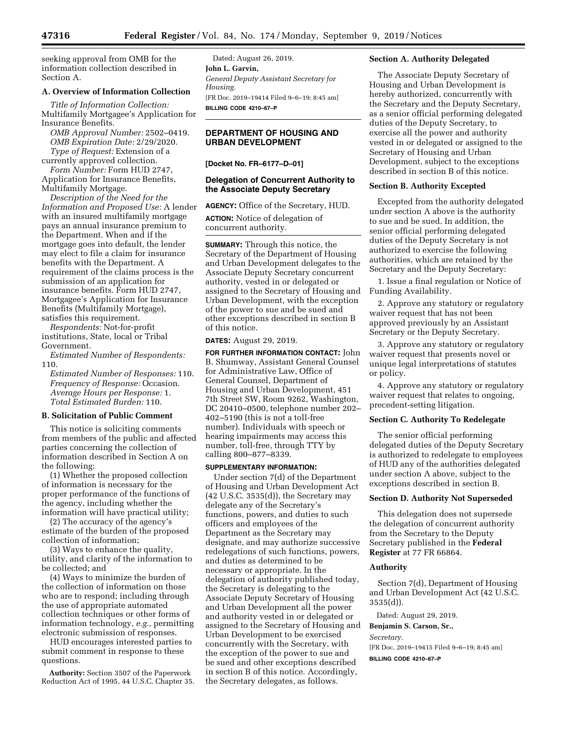seeking approval from OMB for the information collection described in Section A.

### A. Overview of Information Collection

*Title of Information Collection:* Multifamily Mortgagee's Application for Insurance Benefits.

*OMB Approval Number:* 2502–0419.

*OMB Expiration Date:* 2/29/2020.

*Type of Request:* Extension of a currently approved collection.

*Form Number:* Form HUD 2747, Application for Insurance Benefits, Multifamily Mortgage.

*Description of the Need for the Information and Proposed Use:* A lender with an insured multifamily mortgage pays an annual insurance premium to the Department. When and if the mortgage goes into default, the lender may elect to file a claim for insurance benefits with the Department. A requirement of the claims process is the submission of an application for insurance benefits. Form HUD 2747, Mortgagee's Application for Insurance Benefits (Multifamily Mortgage), satisfies this requirement.

*Respondents:* Not-for-profit institutions, State, local or Tribal Government.

*Estimated Number of Respondents:* 110.

*Estimated Number of Responses:* 110.

*Frequency of Response:* Occasion.

*Average Hours per Response:* 1.

*Total Estimated Burden:* 110.

### B. Solicitation of Public Comment

This notice is soliciting comments from members of the public and affected parties concerning the collection of information described in Section A on the following:

(1) Whether the proposed collection of information is necessary for the proper performance of the functions of the agency, including whether the information will have practical utility;

(2) The accuracy of the agency's estimate of the burden of the proposed collection of information;

(3) Ways to enhance the quality, utility, and clarity of the information to be collected; and

(4) Ways to minimize the burden of the collection of information on those who are to respond; including through the use of appropriate automated collection techniques or other forms of information technology, *e.g.,* permitting electronic submission of responses.

HUD encourages interested parties to submit comment in response to these questions.

**Authority:** Section 3507 of the Paperwork Reduction Act of 1995, 44 U.S.C. Chapter 35.

Dated: August 26, 2019.

**John L. Garvin,**

*General Deputy Assistant Secretary for Housing.*

[FR Doc. 2019–19414 Filed 9–6–19; 8:45 am]

**BILLING CODE 4210–67–P**

---

## DEPARTMENT OF HOUSING AND URBAN DEVELOPMENT

**[Docket No. FR–6177–D–01]**

## Delegation of Concurrent Authority to the Associate Deputy Secretary

**AGENCY:** Office of the Secretary, HUD.

**ACTION:** Notice of delegation of concurrent authority.

**SUMMARY:** Through this notice, the Secretary of the Department of Housing and Urban Development delegates to the Associate Deputy Secretary concurrent authority, vested in or delegated or assigned to the Secretary of Housing and Urban Development, with the exception of the power to sue and be sued and other exceptions described in section B of this notice.

**DATES:** August 29, 2019.

**FOR FURTHER INFORMATION CONTACT:** John B. Shumway, Assistant General Counsel for Administrative Law, Office of General Counsel, Department of Housing and Urban Development, 451 7th Street SW, Room 9262, Washington, DC 20410–0500, telephone number 202–402–5190 (this is not a toll-free number). Individuals with speech or hearing impairments may access this number, toll-free, through TTY by calling 800–877–8339.

**SUPPLEMENTARY INFORMATION:**

Under section 7(d) of the Department of Housing and Urban Development Act (42 U.S.C. 3535(d)), the Secretary may delegate any of the Secretary's functions, powers, and duties to such officers and employees of the Department as the Secretary may designate, and may authorize successive redelegations of such functions, powers, and duties as determined to be necessary or appropriate. In the delegation of authority published today, the Secretary is delegating to the Associate Deputy Secretary of Housing and Urban Development all the power and authority vested in or delegated or assigned to the Secretary of Housing and Urban Development to be exercised concurrently with the Secretary, with the exception of the power to sue and be sued and other exceptions described in section B of this notice. Accordingly, the Secretary delegates, as follows.

### Section A. Authority Delegated

The Associate Deputy Secretary of Housing and Urban Development is hereby authorized, concurrently with the Secretary and the Deputy Secretary, as a senior official performing delegated duties of the Deputy Secretary, to exercise all the power and authority vested in or delegated or assigned to the Secretary of Housing and Urban Development, subject to the exceptions described in section B of this notice.

### Section B. Authority Excepted

Excepted from the authority delegated under section A above is the authority to sue and be sued. In addition, the senior official performing delegated duties of the Deputy Secretary is not authorized to exercise the following authorities, which are retained by the Secretary and the Deputy Secretary:

1. Issue a final regulation or Notice of Funding Availability.

2. Approve any statutory or regulatory waiver request that has not been approved previously by an Assistant Secretary or the Deputy Secretary.

3. Approve any statutory or regulatory waiver request that presents novel or unique legal interpretations of statutes or policy.

4. Approve any statutory or regulatory waiver request that relates to ongoing, precedent-setting litigation.

### Section C. Authority To Redelegate

The senior official performing delegated duties of the Deputy Secretary is authorized to redelegate to employees of HUD any of the authorities delegated under section A above, subject to the exceptions described in section B.

### Section D. Authority Not Superseded

This delegation does not supersede the delegation of concurrent authority from the Secretary to the Deputy Secretary published in the **Federal Register** at 77 FR 66864.

### Authority

Section 7(d), Department of Housing and Urban Development Act (42 U.S.C. 3535(d)).

Dated: August 29, 2019.

**Benjamin S. Carson, Sr.,**

*Secretary.*

[FR Doc. 2019–19415 Filed 9–6–19; 8:45 am]

**BILLING CODE 4210–67–P**